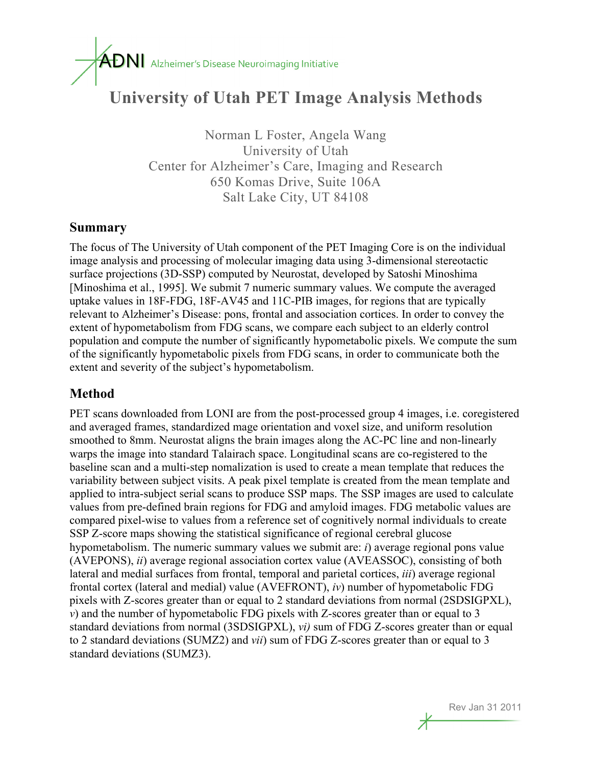ADNI Alzheimer's Disease Neuroimaging Initiative

# University of Utah PET Image Analysis Methods

Norman L Foster, Angela Wang
University of Utah
Center for Alzheimer's Care, Imaging and Research
650 Komas Drive, Suite 106A
Salt Lake City, UT 84108

## Summary

The focus of The University of Utah component of the PET Imaging Core is on the individual image analysis and processing of molecular imaging data using 3-dimensional stereotactic surface projections (3D-SSP) computed by Neurostat, developed by Satoshi Minoshima [Minoshima et al., 1995]. We submit 7 numeric summary values. We compute the averaged uptake values in 18F-FDG, 18F-AV45 and 11C-PIB images, for regions that are typically relevant to Alzheimer's Disease: pons, frontal and association cortices. In order to convey the extent of hypometabolism from FDG scans, we compare each subject to an elderly control population and compute the number of significantly hypometabolic pixels. We compute the sum of the significantly hypometabolic pixels from FDG scans, in order to communicate both the extent and severity of the subject's hypometabolism.

## Method

PET scans downloaded from LONI are from the post-processed group 4 images, i.e. coregistered and averaged frames, standardized mage orientation and voxel size, and uniform resolution smoothed to 8mm. Neurostat aligns the brain images along the AC-PC line and non-linearly warps the image into standard Talairach space. Longitudinal scans are co-registered to the baseline scan and a multi-step nomalization is used to create a mean template that reduces the variability between subject visits. A peak pixel template is created from the mean template and applied to intra-subject serial scans to produce SSP maps. The SSP images are used to calculate values from pre-defined brain regions for FDG and amyloid images. FDG metabolic values are compared pixel-wise to values from a reference set of cognitively normal individuals to create SSP Z-score maps showing the statistical significance of regional cerebral glucose hypometabolism. The numeric summary values we submit are: *i*) average regional pons value (AVEPONS), *ii*) average regional association cortex value (AVEASSOC), consisting of both lateral and medial surfaces from frontal, temporal and parietal cortices, *iii*) average regional frontal cortex (lateral and medial) value (AVEFRONT), *iv*) number of hypometabolic FDG pixels with Z-scores greater than or equal to 2 standard deviations from normal (2SDSIGPXL), *v*) and the number of hypometabolic FDG pixels with Z-scores greater than or equal to 3 standard deviations from normal (3SDSIGPXL), *vi)* sum of FDG Z-scores greater than or equal to 2 standard deviations (SUMZ2) and *vii*) sum of FDG Z-scores greater than or equal to 3 standard deviations (SUMZ3).

Rev Jan 31 2011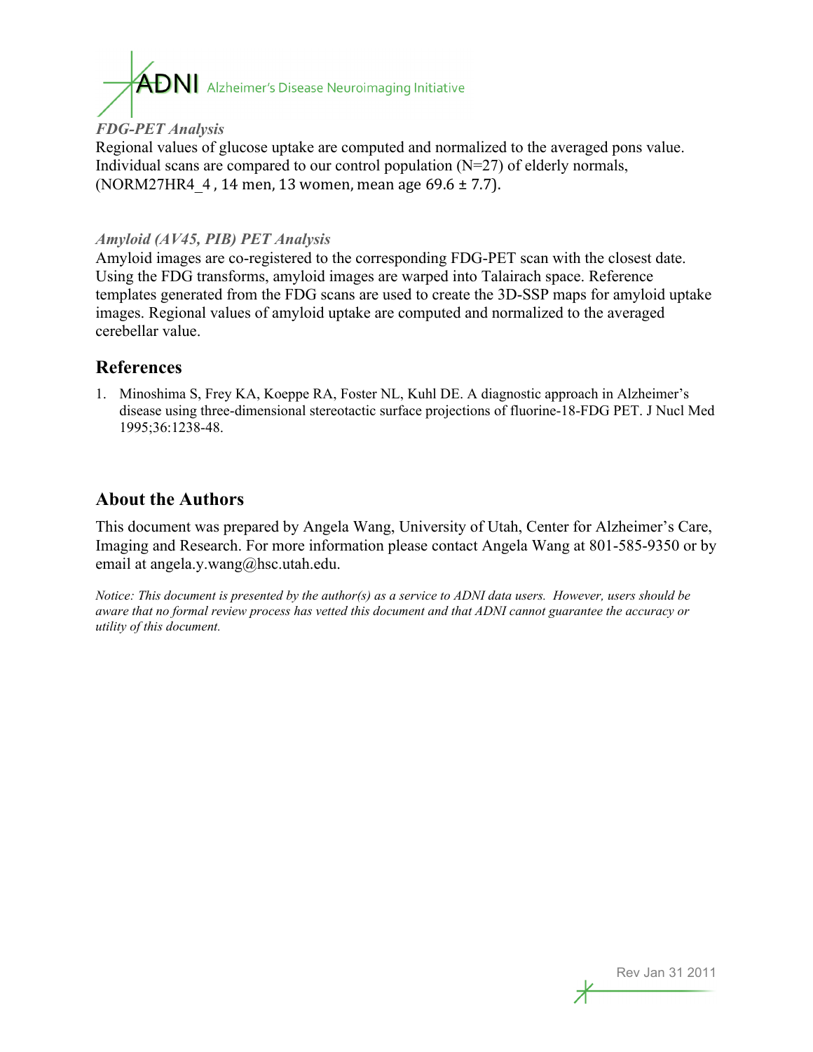### *FDG-PET Analysis*

Regional values of glucose uptake are computed and normalized to the averaged pons value. Individual scans are compared to our control population (N=27) of elderly normals, (NORM27HR4_4 , 14 men, 13 women, mean age 69.6 ± 7.7).

### *Amyloid (AV45, PIB) PET Analysis*

Amyloid images are co-registered to the corresponding FDG-PET scan with the closest date. Using the FDG transforms, amyloid images are warped into Talairach space. Reference templates generated from the FDG scans are used to create the 3D-SSP maps for amyloid uptake images. Regional values of amyloid uptake are computed and normalized to the averaged cerebellar value.

## References

1. Minoshima S, Frey KA, Koeppe RA, Foster NL, Kuhl DE. A diagnostic approach in Alzheimer's disease using three-dimensional stereotactic surface projections of fluorine-18-FDG PET. J Nucl Med 1995;36:1238-48.

## About the Authors

This document was prepared by Angela Wang, University of Utah, Center for Alzheimer's Care, Imaging and Research. For more information please contact Angela Wang at 801-585-9350 or by email at angela.y.wang@hsc.utah.edu.

*Notice: This document is presented by the author(s) as a service to ADNI data users. However, users should be aware that no formal review process has vetted this document and that ADNI cannot guarantee the accuracy or utility of this document.*